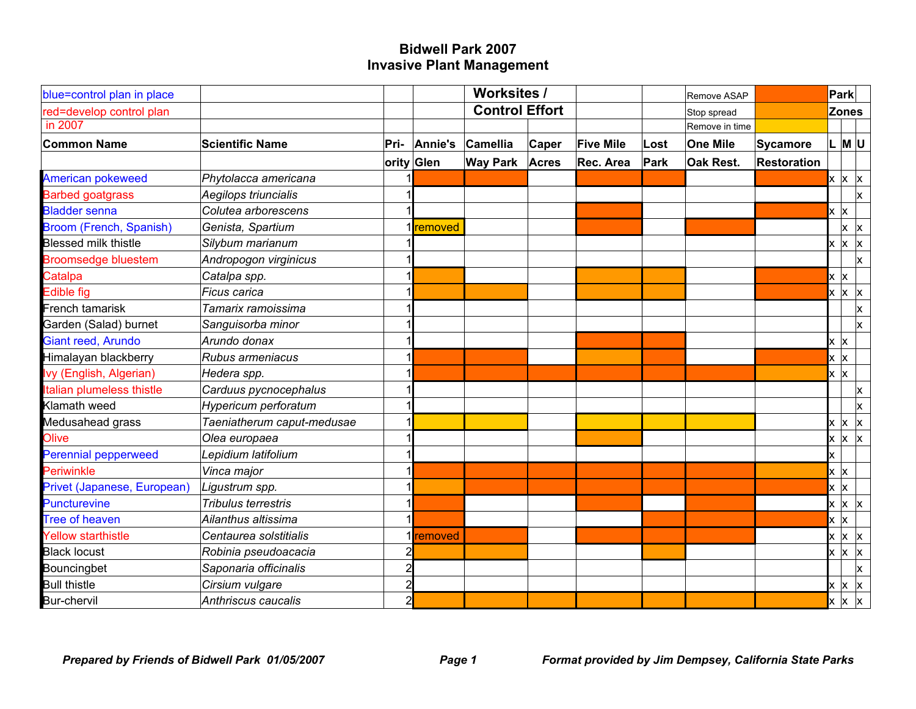# Bidwell Park 2007
## Invasive Plant Management

| Legend | |
|---|---|
| blue=control plan in place | |
| red=develop control plan in 2007 | |
| Remove ASAP | (dark orange) |
| Stop spread | (orange) |
| Remove in time | (yellow) |

| Common Name | Scientific Name | Priority | Annie's Glen | Camellia Way Park | Caper Acres | Five Mile Rec. Area | Lost Park | One Mile Oak Rest. | Sycamore Restoration | L | M | U |
|---|---|---|---|---|---|---|---|---|---|---|---|---|
| | | | **Worksites / Control Effort** | | | | | | | **Park Zones** | | |
| American pokeweed | *Phytolacca americana* | 1 | Remove ASAP | Remove ASAP | | Remove ASAP | Remove ASAP | | Remove ASAP | x | x | x |
| Barbed goatgrass | *Aegilops triuncialis* | 1 | | | | | | | | | | x |
| Bladder senna | *Colutea arborescens* | 1 | | | | Remove ASAP | | | Remove ASAP | x | x | |
| Broom (French, Spanish) | *Genista, Spartium* | 1 | removed | | | Remove ASAP | | Remove ASAP | | | x | x |
| Blessed milk thistle | *Silybum marianum* | 1 | | | | | | | | x | x | x |
| Broomsedge bluestem | *Andropogon virginicus* | 1 | | | | | | | | | | x |
| Catalpa | *Catalpa spp.* | 1 | Stop spread | | | Stop spread | Stop spread | | Remove ASAP | x | x | |
| Edible fig | *Ficus carica* | 1 | Stop spread | Stop spread | | Stop spread | Stop spread | | Remove ASAP | x | x | x |
| French tamarisk | *Tamarix ramoissima* | 1 | | | | | | | | | | x |
| Garden (Salad) burnet | *Sanguisorba minor* | 1 | | | | | | | | | | x |
| Giant reed, Arundo | *Arundo donax* | 1 | | | | Remove ASAP | Remove ASAP | | | x | x | |
| Himalayan blackberry | *Rubus armeniacus* | 1 | Remove ASAP | Remove ASAP | | Stop spread | Remove ASAP | | Remove ASAP | x | x | |
| Ivy (English, Algerian) | *Hedera spp.* | 1 | Remove ASAP | Remove ASAP | Remove ASAP | Remove ASAP | Remove ASAP | Remove ASAP | Stop spread | x | x | |
| Italian plumeless thistle | *Carduus pycnocephalus* | 1 | | | | | | | | | | x |
| Klamath weed | *Hypericum perforatum* | 1 | | | | | | | | | | x |
| Medusahead grass | *Taeniatherum caput-medusae* | 1 | Remove in time | Remove in time | | Remove in time | Remove in time | Remove in time | | x | x | x |
| Olive | *Olea europaea* | 1 | | | | Stop spread | | | | x | x | x |
| Perennial pepperweed | *Lepidium latifolium* | 1 | | | | | | | | x | | |
| Periwinkle | *Vinca major* | 1 | Remove ASAP | Remove ASAP | Remove ASAP | Remove ASAP | Remove ASAP | Remove ASAP | Stop spread | x | x | |
| Privet (Japanese, European) | *Ligustrum spp.* | 1 | Stop spread | Remove ASAP | Remove ASAP | Remove ASAP | Remove ASAP | Remove ASAP | Remove ASAP | x | x | |
| Puncturevine | *Tribulus terrestris* | 1 | Remove ASAP | | | Remove ASAP | | Remove ASAP | | x | x | x |
| Tree of heaven | *Ailanthus altissima* | 1 | Remove ASAP | | | | Remove ASAP | Remove ASAP | Remove ASAP | x | x | |
| Yellow starthistle | *Centaurea solstitialis* | 1 | removed | Remove ASAP | | Remove ASAP | Remove ASAP | Remove ASAP | | x | x | x |
| Black locust | *Robinia pseudoacacia* | 2 | Stop spread | Stop spread | | | Stop spread | | | x | x | x |
| Bouncingbet | *Saponaria officinalis* | 2 | | | | | | | | | | x |
| Bull thistle | *Cirsium vulgare* | 2 | | | | | | | | x | x | x |
| Bur-chervil | *Anthriscus caucalis* | 2 | Stop spread | Stop spread | Stop spread | Stop spread | Stop spread | Stop spread | Stop spread | x | x | x |

***Prepared by Friends of Bidwell Park 01/05/2007*** — ***Format provided by Jim Dempsey, California State Parks***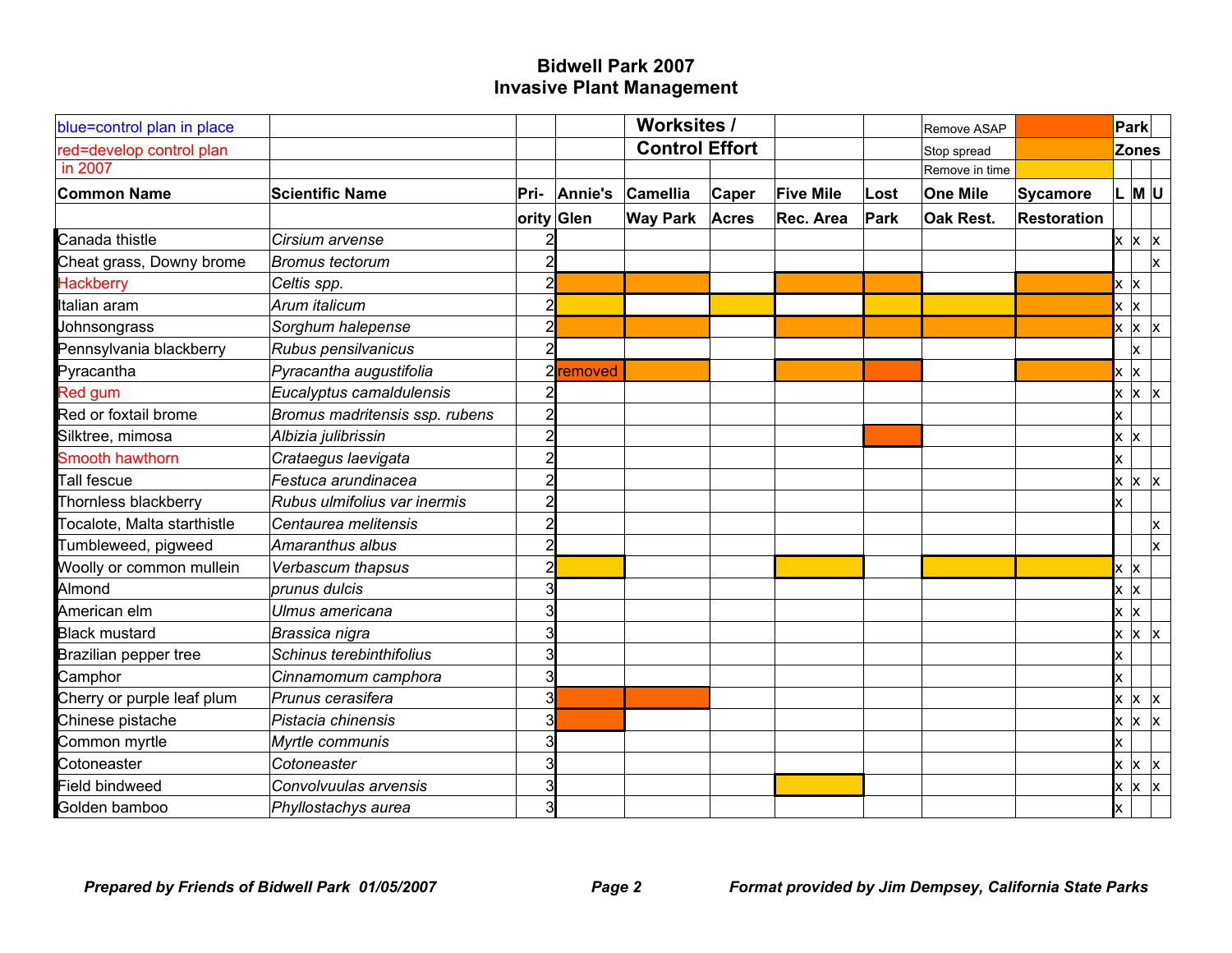# Bidwell Park 2007
## Invasive Plant Management

Legend:
- blue = control plan in place
- red = develop control plan in 2007
- Remove ASAP (dark orange)
- Stop spread (orange)
- Remove in time (yellow)

| Common Name | Scientific Name | Priority | Annie's Glen | Camellia Way Park | Caper Acres | Five Mile Rec. Area | Lost Park | One Mile Oak Rest. | Sycamore Restoration | Park Zones L | M | U |
|---|---|---|---|---|---|---|---|---|---|---|---|---|
| Canada thistle | *Cirsium arvense* | 2 | | | | | | | | x | x | x |
| Cheat grass, Downy brome | *Bromus tectorum* | 2 | | | | | | | | | | x |
| Hackberry (red) | *Celtis spp.* | 2 | Stop spread | Stop spread | | Stop spread | Stop spread | | Stop spread | x | x | |
| Italian aram | *Arum italicum* | 2 | Remove in time | | Remove in time | | Remove in time | Remove in time | Stop spread | x | x | |
| Johnsongrass | *Sorghum halepense* | 2 | Stop spread | Stop spread | | Stop spread | Stop spread | Stop spread | Stop spread | x | x | x |
| Pennsylvania blackberry | *Rubus pensilvanicus* | 2 | | | | | | | | | x | |
| Pyracantha | *Pyracantha augustifolia* | 2 | removed | Stop spread | | Stop spread | Remove ASAP | | Stop spread | x | x | |
| Red gum (red) | *Eucalyptus camaldulensis* | 2 | | | | | | | | x | x | x |
| Red or foxtail brome | *Bromus madritensis ssp. rubens* | 2 | | | | | | | | x | | |
| Silktree, mimosa | *Albizia julibrissin* | 2 | | | | | Remove ASAP | | | x | x | |
| Smooth hawthorn (red) | *Crataegus laevigata* | 2 | | | | | | | | x | | |
| Tall fescue | *Festuca arundinacea* | 2 | | | | | | | | x | x | x |
| Thornless blackberry | *Rubus ulmifolius var inermis* | 2 | | | | | | | | x | | |
| Tocalote, Malta starthistle | *Centaurea melitensis* | 2 | | | | | | | | | | x |
| Tumbleweed, pigweed | *Amaranthus albus* | 2 | | | | | | | | | | x |
| Woolly or common mullein | *Verbascum thapsus* | 2 | Remove in time | | | Remove in time | | Remove in time | Remove in time | x | x | |
| Almond | *prunus dulcis* | 3 | | | | | | | | x | x | |
| American elm | *Ulmus americana* | 3 | | | | | | | | x | x | |
| Black mustard | *Brassica nigra* | 3 | | | | | | | | x | x | x |
| Brazilian pepper tree | *Schinus terebinthifolius* | 3 | | | | | | | | x | | |
| Camphor | *Cinnamomum camphora* | 3 | | | | | | | | x | | |
| Cherry or purple leaf plum | *Prunus cerasifera* | 3 | Remove ASAP | Remove ASAP | | | | | | x | x | x |
| Chinese pistache | *Pistacia chinensis* | 3 | Remove ASAP | | | | | | | x | x | x |
| Common myrtle | *Myrtle communis* | 3 | | | | | | | | x | | |
| Cotoneaster | *Cotoneaster* | 3 | | | | | | | | x | x | x |
| Field bindweed | *Convolvuulas arvensis* | 3 | | | | Remove in time | | | | x | x | x |
| Golden bamboo | *Phyllostachys aurea* | 3 | | | | | | | | x | | |

*Prepared by Friends of Bidwell Park 01/05/2007* *Format provided by Jim Dempsey, California State Parks*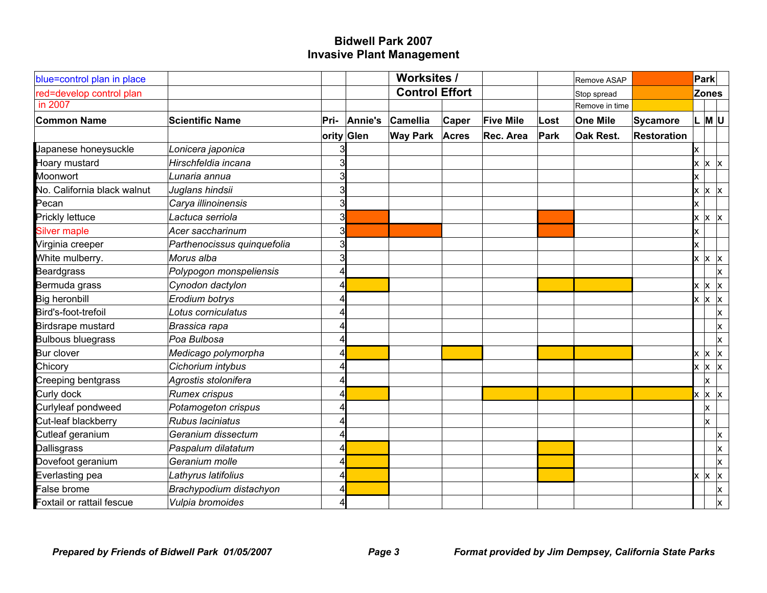# Bidwell Park 2007
## Invasive Plant Management

blue=control plan in place
red=develop control plan in 2007

**Worksites / Control Effort**

Legend (cell colors): Remove ASAP (red-orange) · Stop spread (orange) · Remove in time (yellow)

**Park Zones**: L, M, U

| Common Name | Scientific Name | Priority | Annie's Glen | Camellia Way Park | Caper Acres | Five Mile Rec. Area | Lost Park | One Mile Oak Rest. | Sycamore Restoration | L | M | U |
|---|---|---|---|---|---|---|---|---|---|---|---|---|
| Japanese honeysuckle | *Lonicera japonica* | 3 | | | | | | | | x | | |
| Hoary mustard | *Hirschfeldia incana* | 3 | | | | | | | | x | x | x |
| Moonwort | *Lunaria annua* | 3 | | | | | | | | x | | |
| No. California black walnut | *Juglans hindsii* | 3 | | | | | | | | x | x | x |
| Pecan | *Carya illinoinensis* | 3 | | | | | | | | x | | |
| Prickly lettuce | *Lactuca serriola* | 3 | Remove ASAP | | | | Remove ASAP | | | x | x | x |
| Silver maple (red) | *Acer saccharinum* | 3 | Remove ASAP | Remove ASAP | | | Remove ASAP | | | x | | |
| Virginia creeper | *Parthenocissus quinquefolia* | 3 | | | | | | | | x | | |
| White mulberry. | *Morus alba* | 3 | | | | | | | | x | x | x |
| Beardgrass | *Polypogon monspeliensis* | 4 | | | | | | | | | | x |
| Bermuda grass | *Cynodon dactylon* | 4 | Remove in time | | | | Remove in time | Remove in time | | x | x | x |
| Big heronbill | *Erodium botrys* | 4 | | | | | | | | x | x | x |
| Bird's-foot-trefoil | *Lotus corniculatus* | 4 | | | | | | | | | | x |
| Birdsrape mustard | *Brassica rapa* | 4 | | | | | | | | | | x |
| Bulbous bluegrass | *Poa Bulbosa* | 4 | | | | | | | | | | x |
| Bur clover | *Medicago polymorpha* | 4 | Remove in time | | Remove in time | | Remove in time | Remove in time | | x | x | x |
| Chicory | *Cichorium intybus* | 4 | | | | | | | | x | x | x |
| Creeping bentgrass | *Agrostis stolonifera* | 4 | | | | | | | | | x | |
| Curly dock | *Rumex crispus* | 4 | Remove in time | | | Remove in time | Remove in time | Remove in time | Remove in time | x | x | x |
| Curlyleaf pondweed | *Potamogeton crispus* | 4 | | | | | | | | | x | |
| Cut-leaf blackberry | *Rubus laciniatus* | 4 | | | | | | | | | x | |
| Cutleaf geranium | *Geranium dissectum* | 4 | | | | | | | | | | x |
| Dallisgrass | *Paspalum dilatatum* | 4 | Remove in time | | | | Remove in time | | | | | x |
| Dovefoot geranium | *Geranium molle* | 4 | Remove in time | | | | Remove in time | | | | | x |
| Everlasting pea | *Lathyrus latifolius* | 4 | Remove in time | | | | Remove in time | | | x | x | x |
| False brome | *Brachypodium distachyon* | 4 | Remove in time | | | | | | | | | x |
| Foxtail or rattail fescue | *Vulpia bromoides* | 4 | | | | | | | | | | x |

*Prepared by Friends of Bidwell Park 01/05/2007* — *Format provided by Jim Dempsey, California State Parks*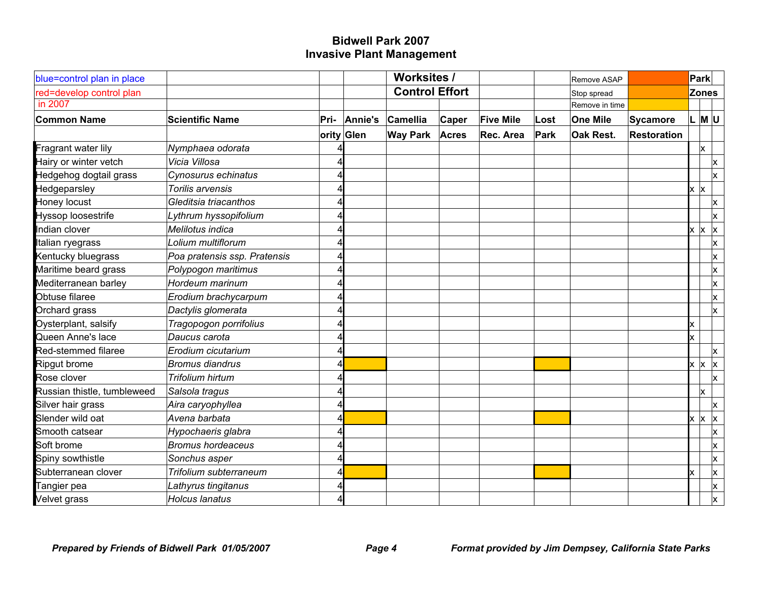# Bidwell Park 2007
## Invasive Plant Management

| | | | | Worksites / Control Effort | | | | | | Park Zones | | |
|---|---|---|---|---|---|---|---|---|---|---|---|---|
| blue=control plan in place | | | | | | | | Remove ASAP | | | | |
| red=develop control plan in 2007 | | | | | | | | Stop spread | | | | |
| | | | | | | | | Remove in time | | | | |
| **Common Name** | **Scientific Name** | **Priority** | **Annie's Glen** | **Camellia Way Park** | **Caper Acres** | **Five Mile Rec. Area** | **Lost Park** | **One Mile Oak Rest.** | **Sycamore Restoration** | **L** | **M** | **U** |
| Fragrant water lily | *Nymphaea odorata* | 4 | | | | | | | | | x | |
| Hairy or winter vetch | *Vicia Villosa* | 4 | | | | | | | | | | x |
| Hedgehog dogtail grass | *Cynosurus echinatus* | 4 | | | | | | | | | | x |
| Hedgeparsley | *Torilis arvensis* | 4 | | | | | | | | x | x | |
| Honey locust | *Gleditsia triacanthos* | 4 | | | | | | | | | | x |
| Hyssop loosestrife | *Lythrum hyssopifolium* | 4 | | | | | | | | | | x |
| Indian clover | *Melilotus indica* | 4 | | | | | | | | x | x | x |
| Italian ryegrass | *Lolium multiflorum* | 4 | | | | | | | | | | x |
| Kentucky bluegrass | *Poa pratensis ssp. Pratensis* | 4 | | | | | | | | | | x |
| Maritime beard grass | *Polypogon maritimus* | 4 | | | | | | | | | | x |
| Mediterranean barley | *Hordeum marinum* | 4 | | | | | | | | | | x |
| Obtuse filaree | *Erodium brachycarpum* | 4 | | | | | | | | | | x |
| Orchard grass | *Dactylis glomerata* | 4 | | | | | | | | | | x |
| Oysterplant, salsify | *Tragopogon porrifolius* | 4 | | | | | | | | x | | |
| Queen Anne's lace | *Daucus carota* | 4 | | | | | | | | x | | |
| Red-stemmed filaree | *Erodium cicutarium* | 4 | | | | | | | | | | x |
| Ripgut brome | *Bromus diandrus* | 4 | Remove in time | | | | Remove in time | | | x | x | x |
| Rose clover | *Trifolium hirtum* | 4 | | | | | | | | | | x |
| Russian thistle, tumbleweed | *Salsola tragus* | 4 | | | | | | | | | x | |
| Silver hair grass | *Aira caryophyllea* | 4 | | | | | | | | | | x |
| Slender wild oat | *Avena barbata* | 4 | Remove in time | | | | Remove in time | | | x | x | x |
| Smooth catsear | *Hypochaeris glabra* | 4 | | | | | | | | | | x |
| Soft brome | *Bromus hordeaceus* | 4 | | | | | | | | | | x |
| Spiny sowthistle | *Sonchus asper* | 4 | | | | | | | | | | x |
| Subterranean clover | *Trifolium subterraneum* | 4 | Remove in time | | | | Remove in time | | | x | | x |
| Tangier pea | *Lathyrus tingitanus* | 4 | | | | | | | | | | x |
| Velvet grass | *Holcus lanatus* | 4 | | | | | | | | | | x |

*Prepared by Friends of Bidwell Park 01/05/2007* *Format provided by Jim Dempsey, California State Parks*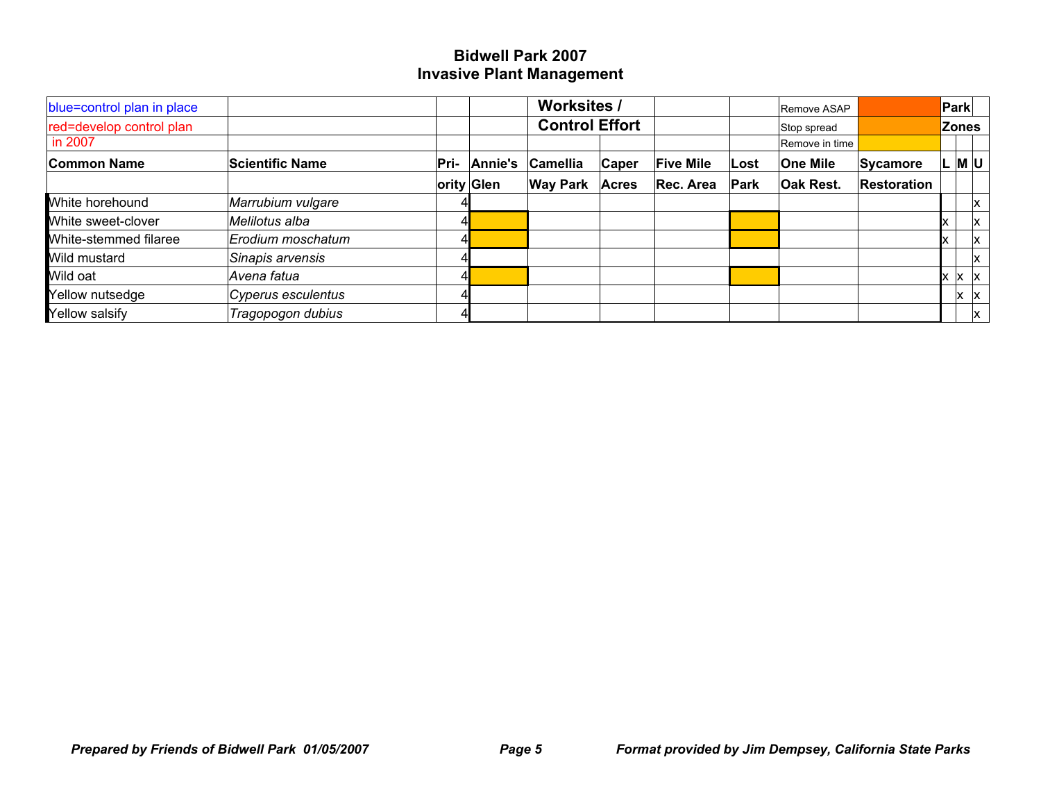# Bidwell Park 2007
## Invasive Plant Management

| blue=control plan in place | | | | Worksites / | | | | Remove ASAP | | Park | | |
|---|---|---|---|---|---|---|---|---|---|---|---|---|
| red=develop control plan | | | | Control Effort | | | | Stop spread | | Zones | | |
| in 2007 | | | | | | | | Remove in time | | | | |
| **Common Name** | **Scientific Name** | **Priority** | **Annie's Glen** | **Camellia Way Park** | **Caper Acres** | **Five Mile Rec. Area** | **Lost Park** | **One Mile Oak Rest.** | **Sycamore Restoration** | **L** | **M** | **U** |
| White horehound | *Marrubium vulgare* | 4 | | | | | | | | | | x |
| White sweet-clover | *Melilotus alba* | 4 | Remove in time | | | | Remove in time | | | x | | x |
| White-stemmed filaree | *Erodium moschatum* | 4 | Remove in time | | | | Remove in time | | | x | | x |
| Wild mustard | *Sinapis arvensis* | 4 | | | | | | | | | | x |
| Wild oat | *Avena fatua* | 4 | Remove in time | | | | Remove in time | | | x | x | x |
| Yellow nutsedge | *Cyperus esculentus* | 4 | | | | | | | | | x | x |
| Yellow salsify | *Tragopogon dubius* | 4 | | | | | | | | | | x |

*Prepared by Friends of Bidwell Park 01/05/2007* *Format provided by Jim Dempsey, California State Parks*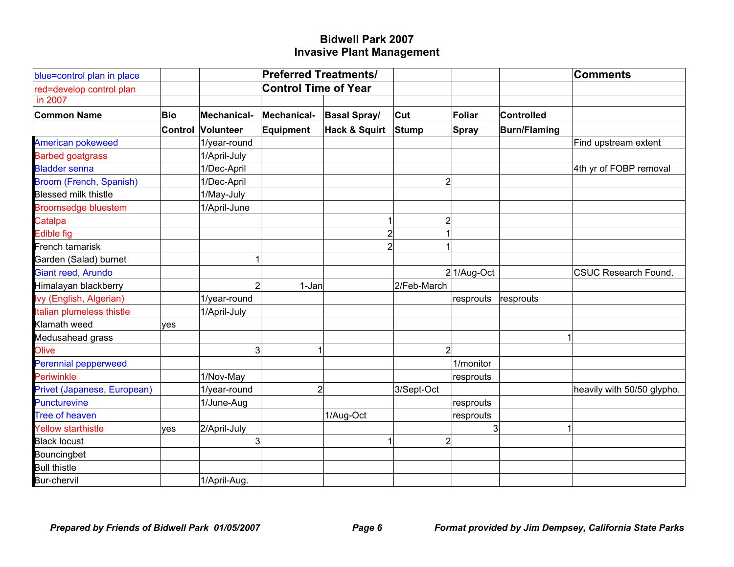# Bidwell Park 2007
## Invasive Plant Management

| blue=control plan in place | | | Preferred Treatments/ | | | | | Comments |
|---|---|---|---|---|---|---|---|---|
| red=develop control plan | | | Control Time of Year | | | | | |
| in 2007 | | | | | | | | |
| **Common Name** | **Bio Control** | **Mechanical-Volunteer** | **Mechanical-Equipment** | **Basal Spray/ Hack & Squirt** | **Cut Stump** | **Foliar Spray** | **Controlled Burn/Flaming** | |
| American pokeweed | | 1/year-round | | | | | | Find upstream extent |
| Barbed goatgrass | | 1/April-July | | | | | | |
| Bladder senna | | 1/Dec-April | | | | | | 4th yr of FOBP removal |
| Broom (French, Spanish) | | 1/Dec-April | | | 2 | | | |
| Blessed milk thistle | | 1/May-July | | | | | | |
| Broomsedge bluestem | | 1/April-June | | | | | | |
| Catalpa | | | | 1 | 2 | | | |
| Edible fig | | | | 2 | 1 | | | |
| French tamarisk | | | | 2 | 1 | | | |
| Garden (Salad) burnet | | 1 | | | | | | |
| Giant reed, Arundo | | | | | 2 | 1/Aug-Oct | | CSUC Research Found. |
| Himalayan blackberry | | 2 | 1-Jan | | 2/Feb-March | | | |
| Ivy (English, Algerian) | | 1/year-round | | | | resprouts | resprouts | |
| Italian plumeless thistle | | 1/April-July | | | | | | |
| Klamath weed | yes | | | | | | | |
| Medusahead grass | | | | | | | 1 | |
| Olive | | 3 | 1 | | 2 | | | |
| Perennial pepperweed | | | | | | 1/monitor | | |
| Periwinkle | | 1/Nov-May | | | | resprouts | | |
| Privet (Japanese, European) | | 1/year-round | 2 | | 3/Sept-Oct | | | heavily with 50/50 glypho. |
| Puncturevine | | 1/June-Aug | | | | resprouts | | |
| Tree of heaven | | | | 1/Aug-Oct | | resprouts | | |
| Yellow starthistle | yes | 2/April-July | | | | 3 | 1 | |
| Black locust | | 3 | | 1 | 2 | | | |
| Bouncingbet | | | | | | | | |
| Bull thistle | | | | | | | | |
| Bur-chervil | | 1/April-Aug. | | | | | | |

*Prepared by Friends of Bidwell Park 01/05/2007* *Format provided by Jim Dempsey, California State Parks*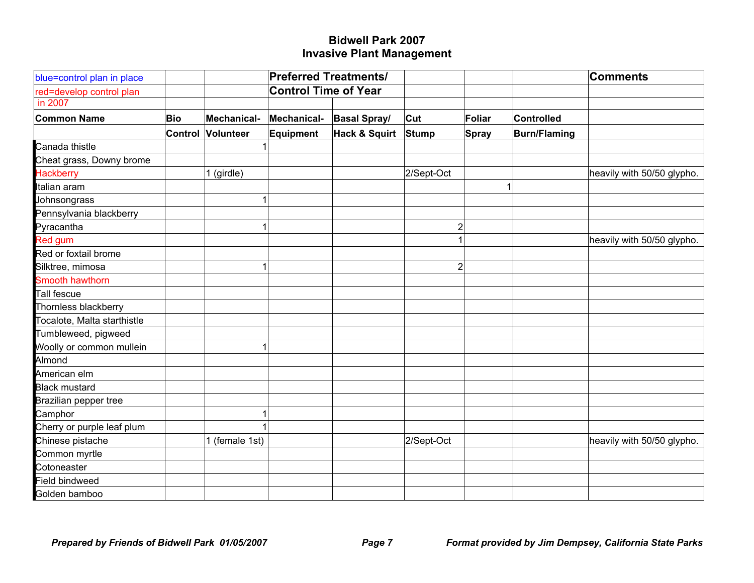# Bidwell Park 2007
## Invasive Plant Management

| blue=control plan in place<br>red=develop control plan in 2007 | | | Preferred Treatments/ Control Time of Year | | | | | Comments |
|---|---|---|---|---|---|---|---|---|
| **Common Name** | **Bio Control** | **Mechanical- Volunteer** | **Mechanical- Equipment** | **Basal Spray/ Hack & Squirt** | **Cut Stump** | **Foliar Spray** | **Controlled Burn/Flaming** | |
| Canada thistle | | 1 | | | | | | |
| Cheat grass, Downy brome | | | | | | | | |
| Hackberry | | 1 (girdle) | | | 2/Sept-Oct | | | heavily with 50/50 glypho. |
| Italian aram | | | | | | 1 | | |
| Johnsongrass | | 1 | | | | | | |
| Pennsylvania blackberry | | | | | | | | |
| Pyracantha | | 1 | | | 2 | | | |
| Red gum | | | | | 1 | | | heavily with 50/50 glypho. |
| Red or foxtail brome | | | | | | | | |
| Silktree, mimosa | | 1 | | | 2 | | | |
| Smooth hawthorn | | | | | | | | |
| Tall fescue | | | | | | | | |
| Thornless blackberry | | | | | | | | |
| Tocalote, Malta starthistle | | | | | | | | |
| Tumbleweed, pigweed | | | | | | | | |
| Woolly or common mullein | | 1 | | | | | | |
| Almond | | | | | | | | |
| American elm | | | | | | | | |
| Black mustard | | | | | | | | |
| Brazilian pepper tree | | | | | | | | |
| Camphor | | 1 | | | | | | |
| Cherry or purple leaf plum | | 1 | | | | | | |
| Chinese pistache | | 1 (female 1st) | | | 2/Sept-Oct | | | heavily with 50/50 glypho. |
| Common myrtle | | | | | | | | |
| Cotoneaster | | | | | | | | |
| Field bindweed | | | | | | | | |
| Golden bamboo | | | | | | | | |

*Prepared by Friends of Bidwell Park 01/05/2007* *Format provided by Jim Dempsey, California State Parks*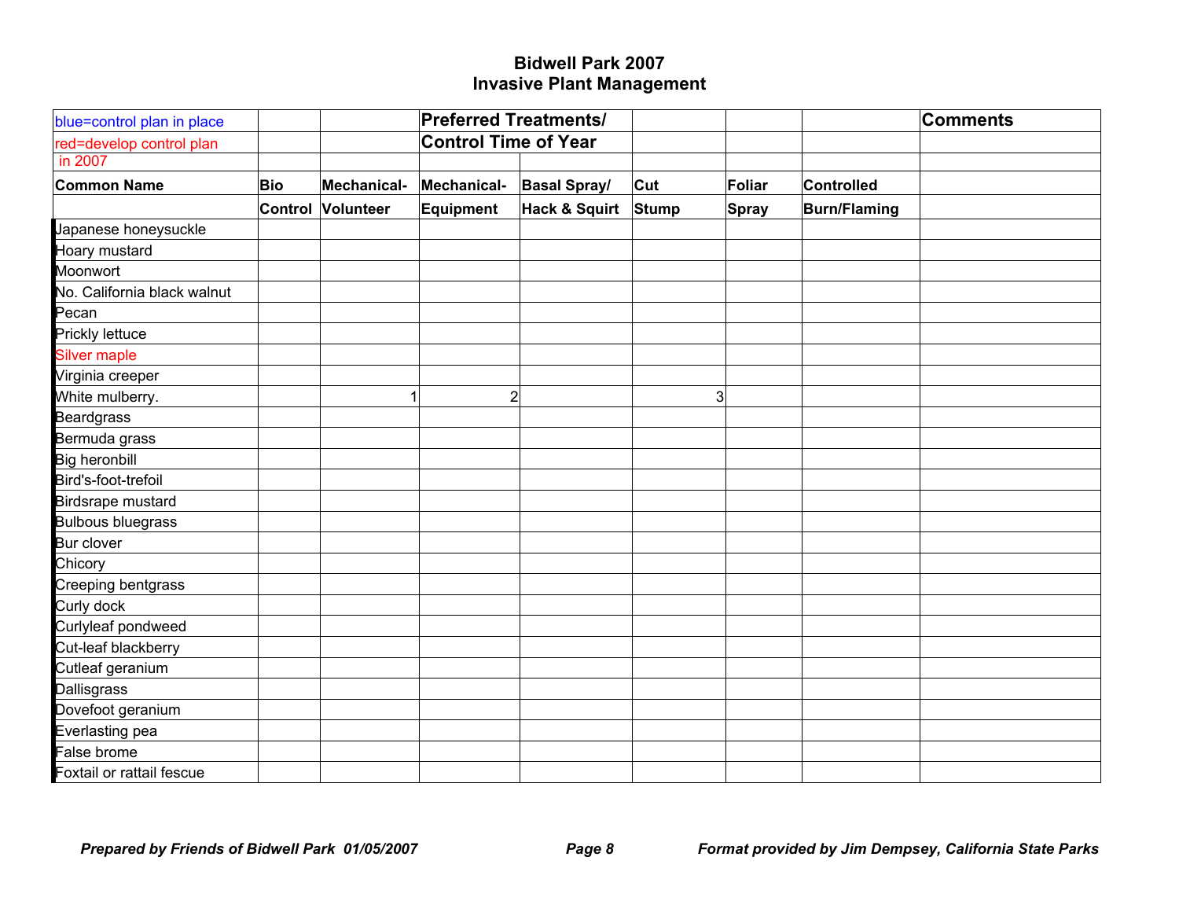# Bidwell Park 2007
## Invasive Plant Management

| blue=control plan in place<br>red=develop control plan in 2007 | | | Preferred Treatments/ Control Time of Year | | | | | Comments |
|---|---|---|---|---|---|---|---|---|
| **Common Name** | **Bio Control** | **Mechanical- Volunteer** | **Mechanical- Equipment** | **Basal Spray/ Hack & Squirt** | **Cut Stump** | **Foliar Spray** | **Controlled Burn/Flaming** | |
| Japanese honeysuckle | | | | | | | | |
| Hoary mustard | | | | | | | | |
| Moonwort | | | | | | | | |
| No. California black walnut | | | | | | | | |
| Pecan | | | | | | | | |
| Prickly lettuce | | | | | | | | |
| Silver maple | | | | | | | | |
| Virginia creeper | | | | | | | | |
| White mulberry. | | 1 | 2 | | 3 | | | |
| Beardgrass | | | | | | | | |
| Bermuda grass | | | | | | | | |
| Big heronbill | | | | | | | | |
| Bird's-foot-trefoil | | | | | | | | |
| Birdsrape mustard | | | | | | | | |
| Bulbous bluegrass | | | | | | | | |
| Bur clover | | | | | | | | |
| Chicory | | | | | | | | |
| Creeping bentgrass | | | | | | | | |
| Curly dock | | | | | | | | |
| Curlyleaf pondweed | | | | | | | | |
| Cut-leaf blackberry | | | | | | | | |
| Cutleaf geranium | | | | | | | | |
| Dallisgrass | | | | | | | | |
| Dovefoot geranium | | | | | | | | |
| Everlasting pea | | | | | | | | |
| False brome | | | | | | | | |
| Foxtail or rattail fescue | | | | | | | | |

*Prepared by Friends of Bidwell Park 01/05/2007* — *Format provided by Jim Dempsey, California State Parks*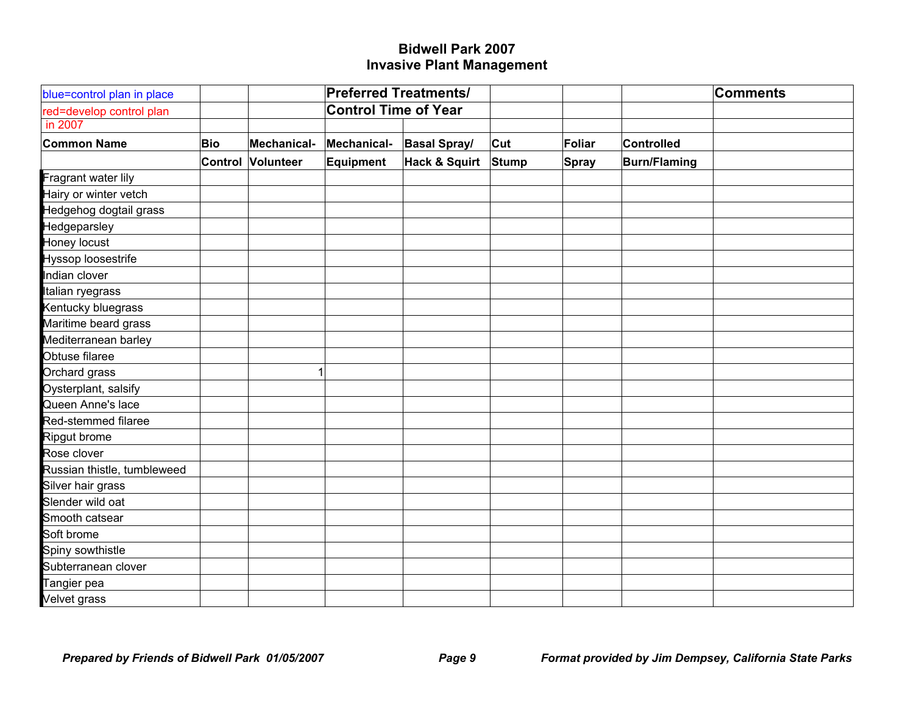# Bidwell Park 2007
## Invasive Plant Management

| blue=control plan in place | | | Preferred Treatments/ | | | | | Comments |
|---|---|---|---|---|---|---|---|---|
| red=develop control plan in 2007 | | | Control Time of Year | | | | | |
| **Common Name** | **Bio Control** | **Mechanical-Volunteer** | **Mechanical-Equipment** | **Basal Spray/ Hack & Squirt** | **Cut Stump** | **Foliar Spray** | **Controlled Burn/Flaming** | |
| Fragrant water lily | | | | | | | | |
| Hairy or winter vetch | | | | | | | | |
| Hedgehog dogtail grass | | | | | | | | |
| Hedgeparsley | | | | | | | | |
| Honey locust | | | | | | | | |
| Hyssop loosestrife | | | | | | | | |
| Indian clover | | | | | | | | |
| Italian ryegrass | | | | | | | | |
| Kentucky bluegrass | | | | | | | | |
| Maritime beard grass | | | | | | | | |
| Mediterranean barley | | | | | | | | |
| Obtuse filaree | | | | | | | | |
| Orchard grass | | 1 | | | | | | |
| Oysterplant, salsify | | | | | | | | |
| Queen Anne's lace | | | | | | | | |
| Red-stemmed filaree | | | | | | | | |
| Ripgut brome | | | | | | | | |
| Rose clover | | | | | | | | |
| Russian thistle, tumbleweed | | | | | | | | |
| Silver hair grass | | | | | | | | |
| Slender wild oat | | | | | | | | |
| Smooth catsear | | | | | | | | |
| Soft brome | | | | | | | | |
| Spiny sowthistle | | | | | | | | |
| Subterranean clover | | | | | | | | |
| Tangier pea | | | | | | | | |
| Velvet grass | | | | | | | | |

*Prepared by Friends of Bidwell Park 01/05/2007* &nbsp;&nbsp;&nbsp; *Format provided by Jim Dempsey, California State Parks*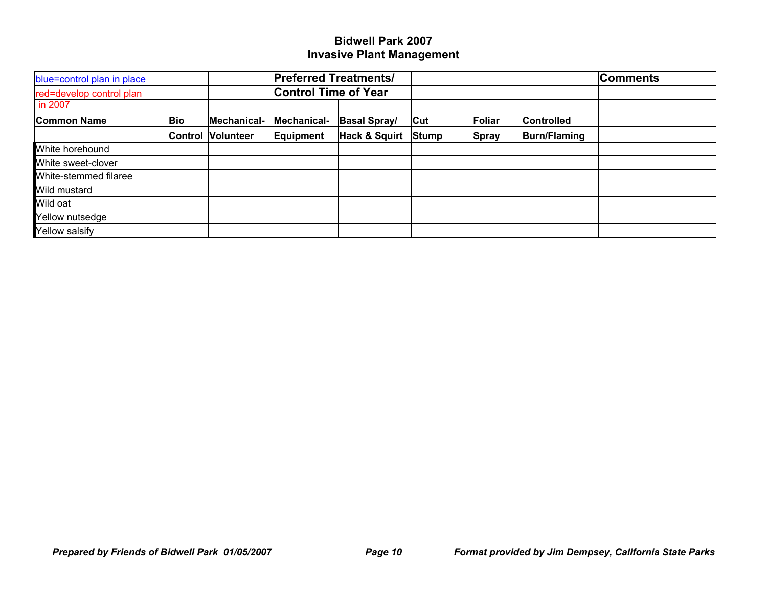# Bidwell Park 2007
## Invasive Plant Management

| blue=control plan in place | | | Preferred Treatments/ | | | | | Comments |
|---|---|---|---|---|---|---|---|---|
| red=develop control plan | | | Control Time of Year | | | | | |
| in 2007 | | | | | | | | |
| **Common Name** | **Bio** | **Mechanical-** | **Mechanical-** | **Basal Spray/** | **Cut** | **Foliar** | **Controlled** | |
| | **Control** | **Volunteer** | **Equipment** | **Hack & Squirt** | **Stump** | **Spray** | **Burn/Flaming** | |
| White horehound | | | | | | | | |
| White sweet-clover | | | | | | | | |
| White-stemmed filaree | | | | | | | | |
| Wild mustard | | | | | | | | |
| Wild oat | | | | | | | | |
| Yellow nutsedge | | | | | | | | |
| Yellow salsify | | | | | | | | |

*Prepared by Friends of Bidwell Park 01/05/2007*

*Format provided by Jim Dempsey, California State Parks*